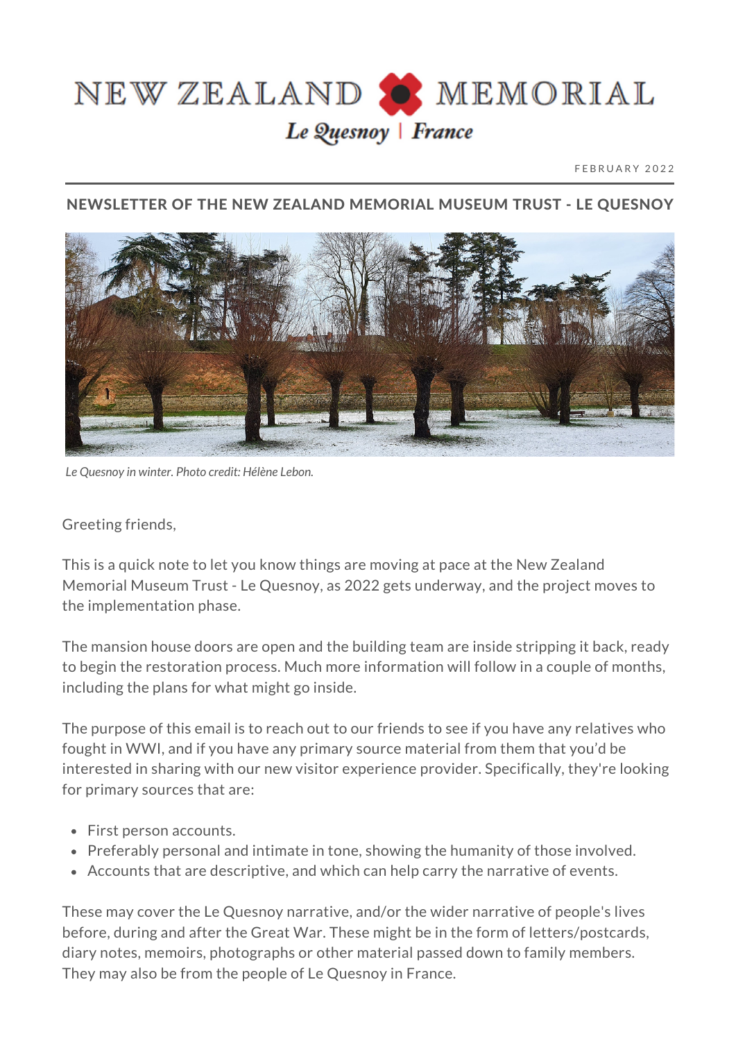# NEW ZEALAND MEMORIAL

*Le Quesnoy | France*

FEBRUARY 2022

## NEWSLETTER OF THE NEW ZEALAND MEMORIAL MUSEUM TRUST - LE QUESNOY

*Le Quesnoy in winter. Photo credit: Hélène Lebon.*

Greeting friends,

This is a quick note to let you know things are moving at pace at the New Zealand Memorial Museum Trust - Le Quesnoy, as 2022 gets underway, and the project moves to the implementation phase.

The mansion house doors are open and the building team are inside stripping it back, ready to begin the restoration process. Much more information will follow in a couple of months, including the plans for what might go inside.

The purpose of this email is to reach out to our friends to see if you have any relatives who fought in WWI, and if you have any primary source material from them that you'd be interested in sharing with our new visitor experience provider. Specifically, they're looking for primary sources that are:

- First person accounts.
- Preferably personal and intimate in tone, showing the humanity of those involved.
- Accounts that are descriptive, and which can help carry the narrative of events.

These may cover the Le Quesnoy narrative, and/or the wider narrative of people's lives before, during and after the Great War. These might be in the form of letters/postcards, diary notes, memoirs, photographs or other material passed down to family members. They may also be from the people of Le Quesnoy in France.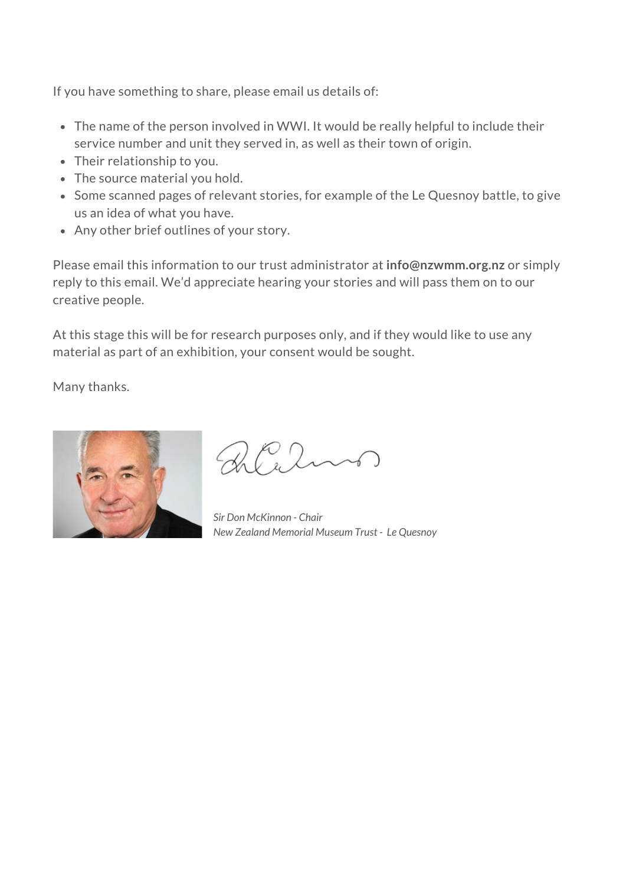If you have something to share, please email us details of:

- The name of the person involved in WWI. It would be really helpful to include their service number and unit they served in, as well as their town of origin.
- Their relationship to you.
- The source material you hold.
- Some scanned pages of relevant stories, for example of the Le Quesnoy battle, to give us an idea of what you have.
- Any other brief outlines of your story.

Please email this information to our trust administrator at **info@nzwmm.org.nz** or simply reply to this email. We'd appreciate hearing your stories and will pass them on to our creative people.

At this stage this will be for research purposes only, and if they would like to use any material as part of an exhibition, your consent would be sought.

Many thanks.

*Sir Don McKinnon - Chair*
*New Zealand Memorial Museum Trust - Le Quesnoy*